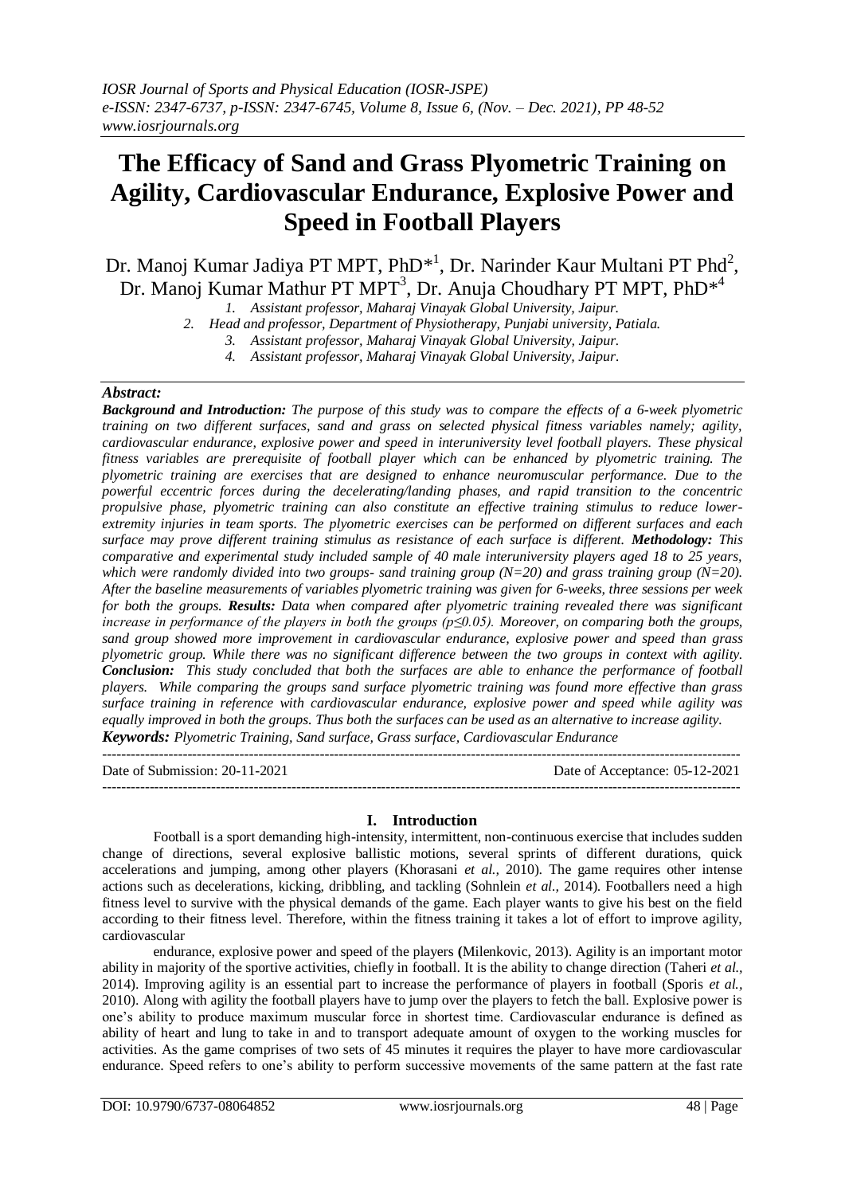# The Efficacy of Sand and Grass Plyometric Training on Agility, Cardiovascular Endurance, Explosive Power and Speed in Football Players

Dr. Manoj Kumar Jadiya PT MPT, PhD*[1], Dr. Narinder Kaur Multani PT Phd[2], Dr. Manoj Kumar Mathur PT MPT[3], Dr. Anuja Choudhary PT MPT, PhD*[4]

1. Assistant professor, Maharaj Vinayak Global University, Jaipur.
2. Head and professor, Department of Physiotherapy, Punjabi university, Patiala.
3. Assistant professor, Maharaj Vinayak Global University, Jaipur.
4. Assistant professor, Maharaj Vinayak Global University, Jaipur.

## *Abstract:*

***Background and Introduction:*** *The purpose of this study was to compare the effects of a 6-week plyometric training on two different surfaces, sand and grass on selected physical fitness variables namely; agility, cardiovascular endurance, explosive power and speed in interuniversity level football players. These physical fitness variables are prerequisite of football player which can be enhanced by plyometric training. The plyometric training are exercises that are designed to enhance neuromuscular performance. Due to the powerful eccentric forces during the decelerating/landing phases, and rapid transition to the concentric propulsive phase, plyometric training can also constitute an effective training stimulus to reduce lower-extremity injuries in team sports. The plyometric exercises can be performed on different surfaces and each surface may prove different training stimulus as resistance of each surface is different.* ***Methodology:*** *This comparative and experimental study included sample of 40 male interuniversity players aged 18 to 25 years, which were randomly divided into two groups- sand training group (N=20) and grass training group (N=20). After the baseline measurements of variables plyometric training was given for 6-weeks, three sessions per week for both the groups.* ***Results:*** *Data when compared after plyometric training revealed there was significant increase in performance of the players in both the groups ($p \leq 0.05$). Moreover, on comparing both the groups, sand group showed more improvement in cardiovascular endurance, explosive power and speed than grass plyometric group. While there was no significant difference between the two groups in context with agility.* ***Conclusion:*** *This study concluded that both the surfaces are able to enhance the performance of football players. While comparing the groups sand surface plyometric training was found more effective than grass surface training in reference with cardiovascular endurance, explosive power and speed while agility was equally improved in both the groups. Thus both the surfaces can be used as an alternative to increase agility.*

***Keywords:*** *Plyometric Training, Sand surface, Grass surface, Cardiovascular Endurance*

---

Date of Submission: 20-11-2021 &nbsp;&nbsp;&nbsp;&nbsp;&nbsp;&nbsp;&nbsp;&nbsp; Date of Acceptance: 05-12-2021

---

## I. Introduction

Football is a sport demanding high-intensity, intermittent, non-continuous exercise that includes sudden change of directions, several explosive ballistic motions, several sprints of different durations, quick accelerations and jumping, among other players (Khorasani *et al.,* 2010). The game requires other intense actions such as decelerations, kicking, dribbling, and tackling (Sohnlein *et al.,* 2014). Footballers need a high fitness level to survive with the physical demands of the game. Each player wants to give his best on the field according to their fitness level. Therefore, within the fitness training it takes a lot of effort to improve agility, cardiovascular endurance, explosive power and speed of the players **(**Milenkovic, 2013). Agility is an important motor ability in majority of the sportive activities, chiefly in football. It is the ability to change direction (Taheri *et al.,* 2014). Improving agility is an essential part to increase the performance of players in football (Sporis *et al.,* 2010). Along with agility the football players have to jump over the players to fetch the ball. Explosive power is one's ability to produce maximum muscular force in shortest time. Cardiovascular endurance is defined as ability of heart and lung to take in and to transport adequate amount of oxygen to the working muscles for activities. As the game comprises of two sets of 45 minutes it requires the player to have more cardiovascular endurance. Speed refers to one's ability to perform successive movements of the same pattern at the fast rate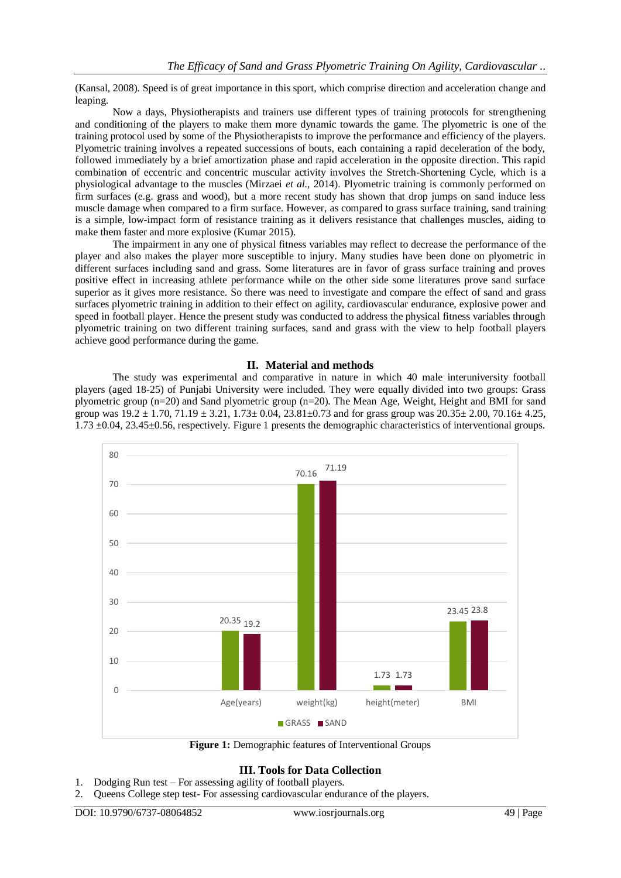(Kansal, 2008). Speed is of great importance in this sport, which comprise direction and acceleration change and leaping.

Now a days, Physiotherapists and trainers use different types of training protocols for strengthening and conditioning of the players to make them more dynamic towards the game. The plyometric is one of the training protocol used by some of the Physiotherapists to improve the performance and efficiency of the players. Plyometric training involves a repeated successions of bouts, each containing a rapid deceleration of the body, followed immediately by a brief amortization phase and rapid acceleration in the opposite direction. This rapid combination of eccentric and concentric muscular activity involves the Stretch-Shortening Cycle, which is a physiological advantage to the muscles (Mirzaei *et al.*, 2014). Plyometric training is commonly performed on firm surfaces (e.g. grass and wood), but a more recent study has shown that drop jumps on sand induce less muscle damage when compared to a firm surface. However, as compared to grass surface training, sand training is a simple, low-impact form of resistance training as it delivers resistance that challenges muscles, aiding to make them faster and more explosive (Kumar 2015).

The impairment in any one of physical fitness variables may reflect to decrease the performance of the player and also makes the player more susceptible to injury. Many studies have been done on plyometric in different surfaces including sand and grass. Some literatures are in favor of grass surface training and proves positive effect in increasing athlete performance while on the other side some literatures prove sand surface superior as it gives more resistance. So there was need to investigate and compare the effect of sand and grass surfaces plyometric training in addition to their effect on agility, cardiovascular endurance, explosive power and speed in football player. Hence the present study was conducted to address the physical fitness variables through plyometric training on two different training surfaces, sand and grass with the view to help football players achieve good performance during the game.

## II. Material and methods

The study was experimental and comparative in nature in which 40 male interuniversity football players (aged 18-25) of Punjabi University were included. They were equally divided into two groups: Grass plyometric group (n=20) and Sand plyometric group (n=20). The Mean Age, Weight, Height and BMI for sand group was 19.2 ± 1.70, 71.19 ± 3.21, 1.73± 0.04, 23.81±0.73 and for grass group was 20.35± 2.00, 70.16± 4.25, 1.73 ±0.04, 23.45±0.56, respectively. Figure 1 presents the demographic characteristics of interventional groups.

| | GRASS | SAND |
|---|---|---|
| Age(years) | 20.35 | 19.2 |
| weight(kg) | 70.16 | 71.19 |
| height(meter) | 1.73 | 1.73 |
| BMI | 23.45 | 23.8 |

**Figure 1:** Demographic features of Interventional Groups

## III. Tools for Data Collection

1. Dodging Run test – For assessing agility of football players.
2. Queens College step test- For assessing cardiovascular endurance of the players.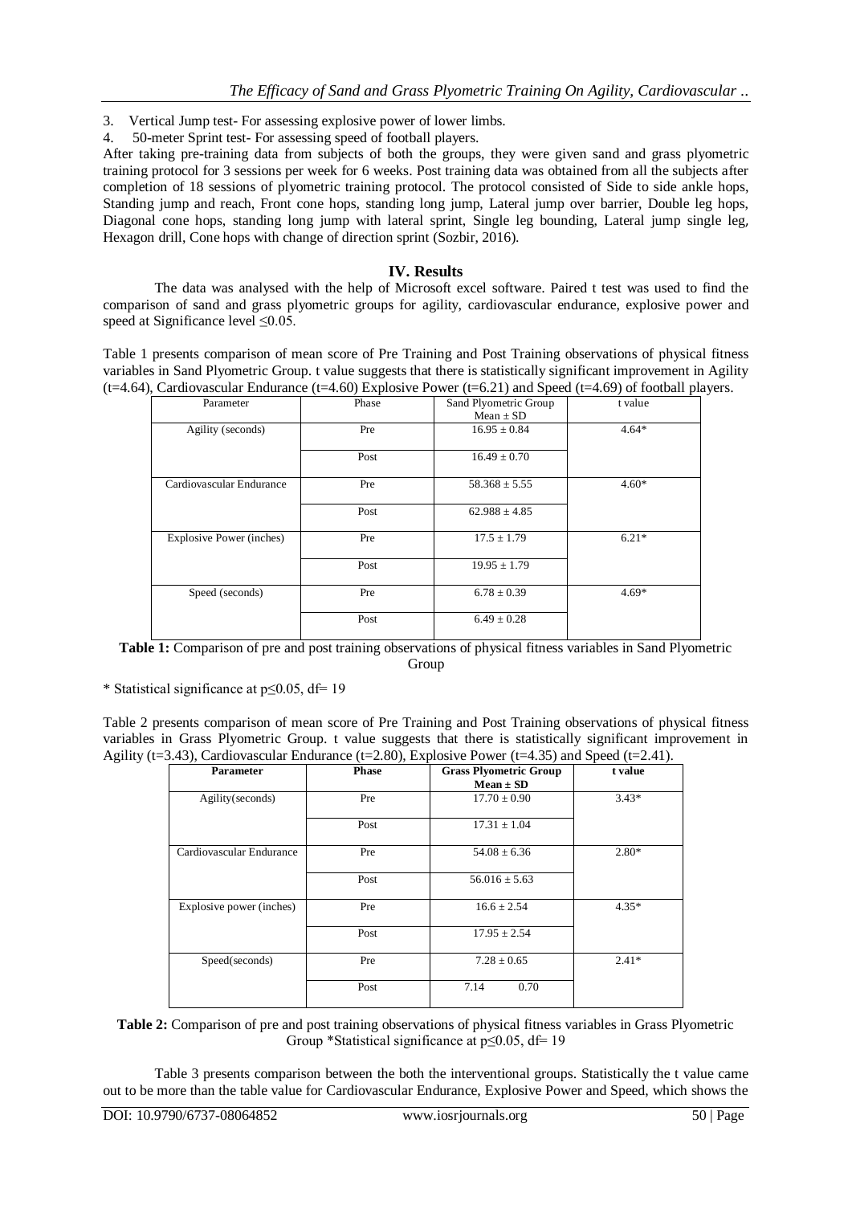3. Vertical Jump test- For assessing explosive power of lower limbs.
4. 50-meter Sprint test- For assessing speed of football players.

After taking pre-training data from subjects of both the groups, they were given sand and grass plyometric training protocol for 3 sessions per week for 6 weeks. Post training data was obtained from all the subjects after completion of 18 sessions of plyometric training protocol. The protocol consisted of Side to side ankle hops, Standing jump and reach, Front cone hops, standing long jump, Lateral jump over barrier, Double leg hops, Diagonal cone hops, standing long jump with lateral sprint, Single leg bounding, Lateral jump single leg, Hexagon drill, Cone hops with change of direction sprint (Sozbir, 2016).

## IV. Results

The data was analysed with the help of Microsoft excel software. Paired t test was used to find the comparison of sand and grass plyometric groups for agility, cardiovascular endurance, explosive power and speed at Significance level ≤0.05.

Table 1 presents comparison of mean score of Pre Training and Post Training observations of physical fitness variables in Sand Plyometric Group. t value suggests that there is statistically significant improvement in Agility (t=4.64), Cardiovascular Endurance (t=4.60) Explosive Power (t=6.21) and Speed (t=4.69) of football players.

| Parameter | Phase | Sand Plyometric Group Mean ± SD | t value |
|---|---|---|---|
| Agility (seconds) | Pre | 16.95 ± 0.84 | 4.64* |
| | Post | 16.49 ± 0.70 | |
| Cardiovascular Endurance | Pre | 58.368 ± 5.55 | 4.60* |
| | Post | 62.988 ± 4.85 | |
| Explosive Power (inches) | Pre | 17.5 ± 1.79 | 6.21* |
| | Post | 19.95 ± 1.79 | |
| Speed (seconds) | Pre | 6.78 ± 0.39 | 4.69* |
| | Post | 6.49 ± 0.28 | |

**Table 1:** Comparison of pre and post training observations of physical fitness variables in Sand Plyometric Group

* Statistical significance at p≤0.05, df= 19

Table 2 presents comparison of mean score of Pre Training and Post Training observations of physical fitness variables in Grass Plyometric Group. t value suggests that there is statistically significant improvement in Agility (t=3.43), Cardiovascular Endurance (t=2.80), Explosive Power (t=4.35) and Speed (t=2.41).

| **Parameter** | **Phase** | **Grass Plyometric Group Mean ± SD** | **t value** |
|---|---|---|---|
| Agility(seconds) | Pre | 17.70 ± 0.90 | 3.43* |
| | Post | 17.31 ± 1.04 | |
| Cardiovascular Endurance | Pre | 54.08 ± 6.36 | 2.80* |
| | Post | 56.016 ± 5.63 | |
| Explosive power (inches) | Pre | 16.6 ± 2.54 | 4.35* |
| | Post | 17.95 ± 2.54 | |
| Speed(seconds) | Pre | 7.28 ± 0.65 | 2.41* |
| | Post | 7.14 0.70 | |

**Table 2:** Comparison of pre and post training observations of physical fitness variables in Grass Plyometric Group *Statistical significance at p≤0.05, df= 19

Table 3 presents comparison between the both the interventional groups. Statistically the t value came out to be more than the table value for Cardiovascular Endurance, Explosive Power and Speed, which shows the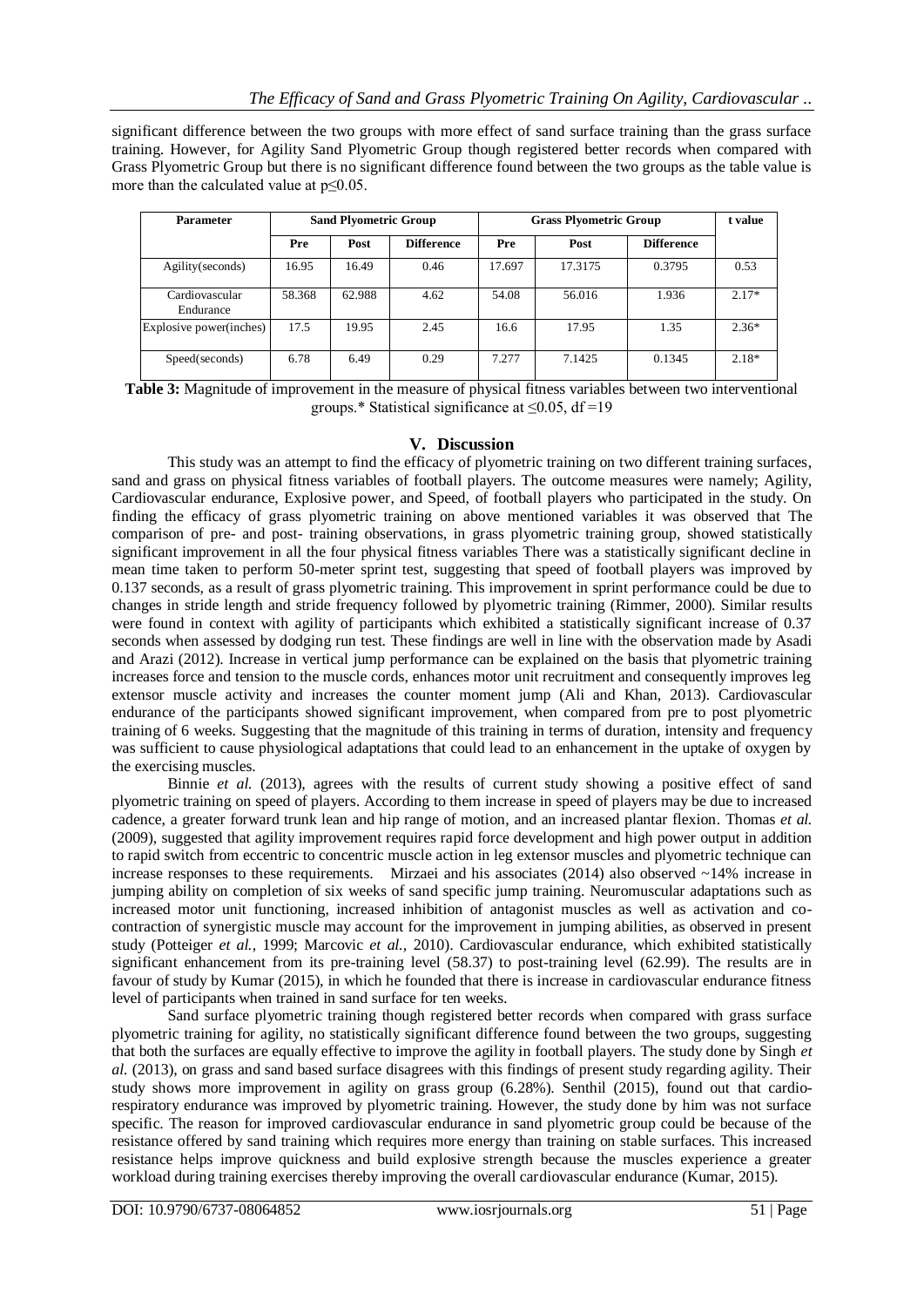significant difference between the two groups with more effect of sand surface training than the grass surface training. However, for Agility Sand Plyometric Group though registered better records when compared with Grass Plyometric Group but there is no significant difference found between the two groups as the table value is more than the calculated value at $p \leq 0.05$.

| Parameter | Sand Plyometric Group | | | Grass Plyometric Group | | | t value |
|---|---|---|---|---|---|---|---|
| | Pre | Post | Difference | Pre | Post | Difference | |
| Agility(seconds) | 16.95 | 16.49 | 0.46 | 17.697 | 17.3175 | 0.3795 | 0.53 |
| Cardiovascular Endurance | 58.368 | 62.988 | 4.62 | 54.08 | 56.016 | 1.936 | 2.17* |
| Explosive power(inches) | 17.5 | 19.95 | 2.45 | 16.6 | 17.95 | 1.35 | 2.36* |
| Speed(seconds) | 6.78 | 6.49 | 0.29 | 7.277 | 7.1425 | 0.1345 | 2.18* |

**Table 3:** Magnitude of improvement in the measure of physical fitness variables between two interventional groups.* Statistical significance at $\leq 0.05$, df =19

## V. Discussion

This study was an attempt to find the efficacy of plyometric training on two different training surfaces, sand and grass on physical fitness variables of football players. The outcome measures were namely; Agility, Cardiovascular endurance, Explosive power, and Speed, of football players who participated in the study. On finding the efficacy of grass plyometric training on above mentioned variables it was observed that The comparison of pre- and post- training observations, in grass plyometric training group, showed statistically significant improvement in all the four physical fitness variables There was a statistically significant decline in mean time taken to perform 50-meter sprint test, suggesting that speed of football players was improved by 0.137 seconds, as a result of grass plyometric training. This improvement in sprint performance could be due to changes in stride length and stride frequency followed by plyometric training (Rimmer, 2000). Similar results were found in context with agility of participants which exhibited a statistically significant increase of 0.37 seconds when assessed by dodging run test. These findings are well in line with the observation made by Asadi and Arazi (2012). Increase in vertical jump performance can be explained on the basis that plyometric training increases force and tension to the muscle cords, enhances motor unit recruitment and consequently improves leg extensor muscle activity and increases the counter moment jump (Ali and Khan, 2013). Cardiovascular endurance of the participants showed significant improvement, when compared from pre to post plyometric training of 6 weeks. Suggesting that the magnitude of this training in terms of duration, intensity and frequency was sufficient to cause physiological adaptations that could lead to an enhancement in the uptake of oxygen by the exercising muscles.

Binnie *et al.* (2013), agrees with the results of current study showing a positive effect of sand plyometric training on speed of players. According to them increase in speed of players may be due to increased cadence, a greater forward trunk lean and hip range of motion, and an increased plantar flexion. Thomas *et al.* (2009), suggested that agility improvement requires rapid force development and high power output in addition to rapid switch from eccentric to concentric muscle action in leg extensor muscles and plyometric technique can increase responses to these requirements. Mirzaei and his associates (2014) also observed ~14% increase in jumping ability on completion of six weeks of sand specific jump training. Neuromuscular adaptations such as increased motor unit functioning, increased inhibition of antagonist muscles as well as activation and co-contraction of synergistic muscle may account for the improvement in jumping abilities, as observed in present study (Potteiger *et al.,* 1999; Marcovic *et al.,* 2010). Cardiovascular endurance, which exhibited statistically significant enhancement from its pre-training level (58.37) to post-training level (62.99). The results are in favour of study by Kumar (2015), in which he founded that there is increase in cardiovascular endurance fitness level of participants when trained in sand surface for ten weeks.

Sand surface plyometric training though registered better records when compared with grass surface plyometric training for agility, no statistically significant difference found between the two groups, suggesting that both the surfaces are equally effective to improve the agility in football players. The study done by Singh *et al.* (2013), on grass and sand based surface disagrees with this findings of present study regarding agility. Their study shows more improvement in agility on grass group (6.28%). Senthil (2015), found out that cardio-respiratory endurance was improved by plyometric training. However, the study done by him was not surface specific. The reason for improved cardiovascular endurance in sand plyometric group could be because of the resistance offered by sand training which requires more energy than training on stable surfaces. This increased resistance helps improve quickness and build explosive strength because the muscles experience a greater workload during training exercises thereby improving the overall cardiovascular endurance (Kumar, 2015).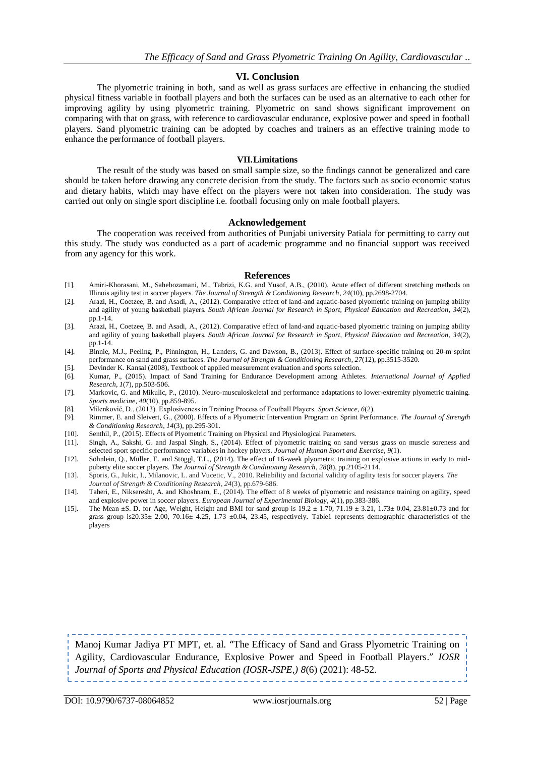## VI. Conclusion

The plyometric training in both, sand as well as grass surfaces are effective in enhancing the studied physical fitness variable in football players and both the surfaces can be used as an alternative to each other for improving agility by using plyometric training. Plyometric on sand shows significant improvement on comparing with that on grass, with reference to cardiovascular endurance, explosive power and speed in football players. Sand plyometric training can be adopted by coaches and trainers as an effective training mode to enhance the performance of football players.

## VII. Limitations

The result of the study was based on small sample size, so the findings cannot be generalized and care should be taken before drawing any concrete decision from the study. The factors such as socio economic status and dietary habits, which may have effect on the players were not taken into consideration. The study was carried out only on single sport discipline i.e. football focusing only on male football players.

## Acknowledgement

The cooperation was received from authorities of Punjabi university Patiala for permitting to carry out this study. The study was conducted as a part of academic programme and no financial support was received from any agency for this work.

## References

[1]. Amiri-Khorasani, M., Sahebozamani, M., Tabrizi, K.G. and Yusof, A.B., (2010). Acute effect of different stretching methods on Illinois agility test in soccer players. *The Journal of Strength & Conditioning Research*, *24*(10), pp.2698-2704.

[2]. Arazi, H., Coetzee, B. and Asadi, A., (2012). Comparative effect of land-and aquatic-based plyometric training on jumping ability and agility of young basketball players. *South African Journal for Research in Sport, Physical Education and Recreation*, *34*(2), pp.1-14.

[3]. Arazi, H., Coetzee, B. and Asadi, A., (2012). Comparative effect of land-and aquatic-based plyometric training on jumping ability and agility of young basketball players. *South African Journal for Research in Sport, Physical Education and Recreation*, *34*(2), pp.1-14.

[4]. Binnie, M.J., Peeling, P., Pinnington, H., Landers, G. and Dawson, B., (2013). Effect of surface-specific training on 20-m sprint performance on sand and grass surfaces. *The Journal of Strength & Conditioning Research*, *27*(12), pp.3515-3520.

[5]. Devinder K. Kansal (2008), Textbook of applied measurement evaluation and sports selection.

[6]. Kumar, P., (2015). Impact of Sand Training for Endurance Development among Athletes. *International Journal of Applied Research*, *1*(7), pp.503-506.

[7]. Markovic, G. and Mikulic, P., (2010). Neuro-musculoskeletal and performance adaptations to lower-extremity plyometric training. *Sports medicine*, *40*(10), pp.859-895.

[8]. Milenković, D., (2013). Explosiveness in Training Process of Football Players. *Sport Science*, *6*(2).

[9]. Rimmer, E. and Sleivert, G., (2000). Effects of a Plyometric Intervention Program on Sprint Performance. *The Journal of Strength & Conditioning Research*, *14*(3), pp.295-301.

[10]. Senthil, P., (2015). Effects of Plyometric Training on Physical and Physiological Parameters.

[11]. Singh, A., Sakshi, G. and Jaspal Singh, S., (2014). Effect of plyometric training on sand versus grass on muscle soreness and selected sport specific performance variables in hockey players. *Journal of Human Sport and Exercise*, *9*(1).

[12]. Söhnlein, Q., Müller, E. and Stöggl, T.L., (2014). The effect of 16-week plyometric training on explosive actions in early to mid-puberty elite soccer players. *The Journal of Strength & Conditioning Research*, *28*(8), pp.2105-2114.

[13]. Sporis, G., Jukic, I., Milanovic, L. and Vucetic, V., 2010. Reliability and factorial validity of agility tests for soccer players. *The Journal of Strength & Conditioning Research*, *24*(3), pp.679-686.

[14]. Taheri, E., Nikseresht, A. and Khoshnam, E., (2014). The effect of 8 weeks of plyometric and resistance training on agility, speed and explosive power in soccer players. *European Journal of Experimental Biology*, *4*(1), pp.383-386.

[15]. The Mean ±S. D. for Age, Weight, Height and BMI for sand group is 19.2 ± 1.70, 71.19 ± 3.21, 1.73± 0.04, 23.81±0.73 and for grass group is20.35± 2.00, 70.16± 4.25, 1.73 ±0.04, 23.45, respectively. Table1 represents demographic characteristics of the players

Manoj Kumar Jadiya PT MPT, et. al. "The Efficacy of Sand and Grass Plyometric Training on Agility, Cardiovascular Endurance, Explosive Power and Speed in Football Players." *IOSR Journal of Sports and Physical Education (IOSR-JSPE,)* *8*(6) (2021): 48-52.